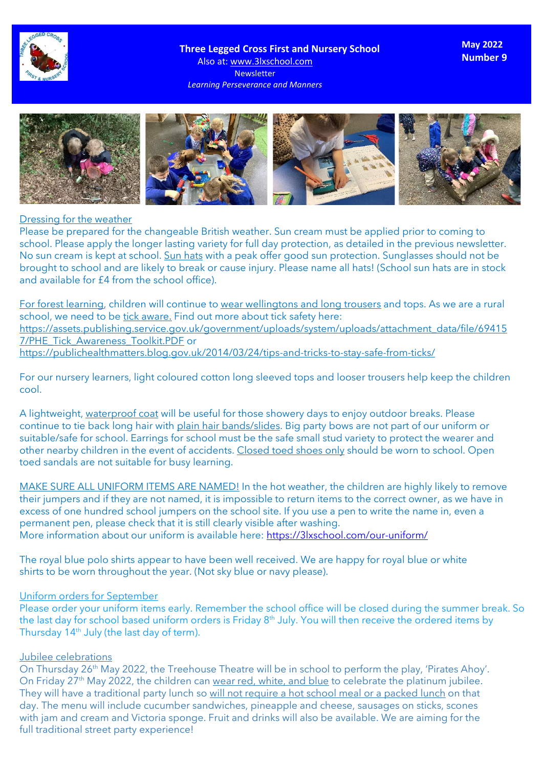# Three Legged Cross First and Nursery School

Also at: www.3lxschool.com

Newsletter

*Learning Perseverance and Manners*

**May 2022**
**Number 9**

## Dressing for the weather

Please be prepared for the changeable British weather. Sun cream must be applied prior to coming to school. Please apply the longer lasting variety for full day protection, as detailed in the previous newsletter. No sun cream is kept at school. Sun hats with a peak offer good sun protection. Sunglasses should not be brought to school and are likely to break or cause injury. Please name all hats! (School sun hats are in stock and available for £4 from the school office).

For forest learning, children will continue to wear wellingtons and long trousers and tops. As we are a rural school, we need to be tick aware. Find out more about tick safety here:
https://assets.publishing.service.gov.uk/government/uploads/system/uploads/attachment_data/file/694157/PHE_Tick_Awareness_Toolkit.PDF or
https://publichealthmatters.blog.gov.uk/2014/03/24/tips-and-tricks-to-stay-safe-from-ticks/

For our nursery learners, light coloured cotton long sleeved tops and looser trousers help keep the children cool.

A lightweight, waterproof coat will be useful for those showery days to enjoy outdoor breaks. Please continue to tie back long hair with plain hair bands/slides. Big party bows are not part of our uniform or suitable/safe for school. Earrings for school must be the safe small stud variety to protect the wearer and other nearby children in the event of accidents. Closed toed shoes only should be worn to school. Open toed sandals are not suitable for busy learning.

MAKE SURE ALL UNIFORM ITEMS ARE NAMED! In the hot weather, the children are highly likely to remove their jumpers and if they are not named, it is impossible to return items to the correct owner, as we have in excess of one hundred school jumpers on the school site. If you use a pen to write the name in, even a permanent pen, please check that it is still clearly visible after washing.
More information about our uniform is available here: https://3lxschool.com/our-uniform/

The royal blue polo shirts appear to have been well received. We are happy for royal blue or white shirts to be worn throughout the year. (Not sky blue or navy please).

## Uniform orders for September

Please order your uniform items early. Remember the school office will be closed during the summer break. So the last day for school based uniform orders is Friday 8th July. You will then receive the ordered items by Thursday 14th July (the last day of term).

## Jubilee celebrations

On Thursday 26th May 2022, the Treehouse Theatre will be in school to perform the play, 'Pirates Ahoy'. On Friday 27th May 2022, the children can wear red, white, and blue to celebrate the platinum jubilee. They will have a traditional party lunch so will not require a hot school meal or a packed lunch on that day. The menu will include cucumber sandwiches, pineapple and cheese, sausages on sticks, scones with jam and cream and Victoria sponge. Fruit and drinks will also be available. We are aiming for the full traditional street party experience!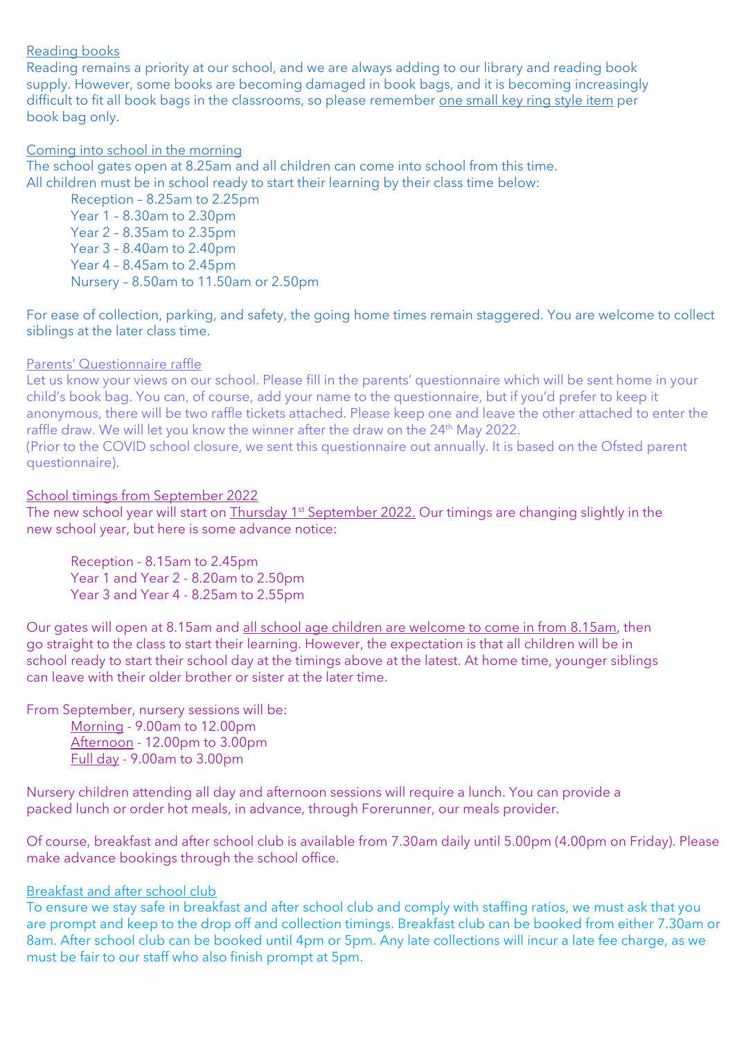Reading books

Reading remains a priority at our school, and we are always adding to our library and reading book supply. However, some books are becoming damaged in book bags, and it is becoming increasingly difficult to fit all book bags in the classrooms, so please remember one small key ring style item per book bag only.

Coming into school in the morning

The school gates open at 8.25am and all children can come into school from this time.
All children must be in school ready to start their learning by their class time below:

- Reception – 8.25am to 2.25pm
- Year 1 – 8.30am to 2.30pm
- Year 2 – 8.35am to 2.35pm
- Year 3 – 8.40am to 2.40pm
- Year 4 – 8.45am to 2.45pm
- Nursery – 8.50am to 11.50am or 2.50pm

For ease of collection, parking, and safety, the going home times remain staggered. You are welcome to collect siblings at the later class time.

Parents' Questionnaire raffle

Let us know your views on our school. Please fill in the parents' questionnaire which will be sent home in your child's book bag. You can, of course, add your name to the questionnaire, but if you'd prefer to keep it anonymous, there will be two raffle tickets attached. Please keep one and leave the other attached to enter the raffle draw. We will let you know the winner after the draw on the 24th May 2022.
(Prior to the COVID school closure, we sent this questionnaire out annually. It is based on the Ofsted parent questionnaire).

School timings from September 2022

The new school year will start on Thursday 1st September 2022. Our timings are changing slightly in the new school year, but here is some advance notice:

- Reception - 8.15am to 2.45pm
- Year 1 and Year 2 - 8.20am to 2.50pm
- Year 3 and Year 4 - 8.25am to 2.55pm

Our gates will open at 8.15am and all school age children are welcome to come in from 8.15am, then go straight to the class to start their learning. However, the expectation is that all children will be in school ready to start their school day at the timings above at the latest. At home time, younger siblings can leave with their older brother or sister at the later time.

From September, nursery sessions will be:

- Morning - 9.00am to 12.00pm
- Afternoon - 12.00pm to 3.00pm
- Full day - 9.00am to 3.00pm

Nursery children attending all day and afternoon sessions will require a lunch. You can provide a packed lunch or order hot meals, in advance, through Forerunner, our meals provider.

Of course, breakfast and after school club is available from 7.30am daily until 5.00pm (4.00pm on Friday). Please make advance bookings through the school office.

Breakfast and after school club

To ensure we stay safe in breakfast and after school club and comply with staffing ratios, we must ask that you are prompt and keep to the drop off and collection timings. Breakfast club can be booked from either 7.30am or 8am. After school club can be booked until 4pm or 5pm. Any late collections will incur a late fee charge, as we must be fair to our staff who also finish prompt at 5pm.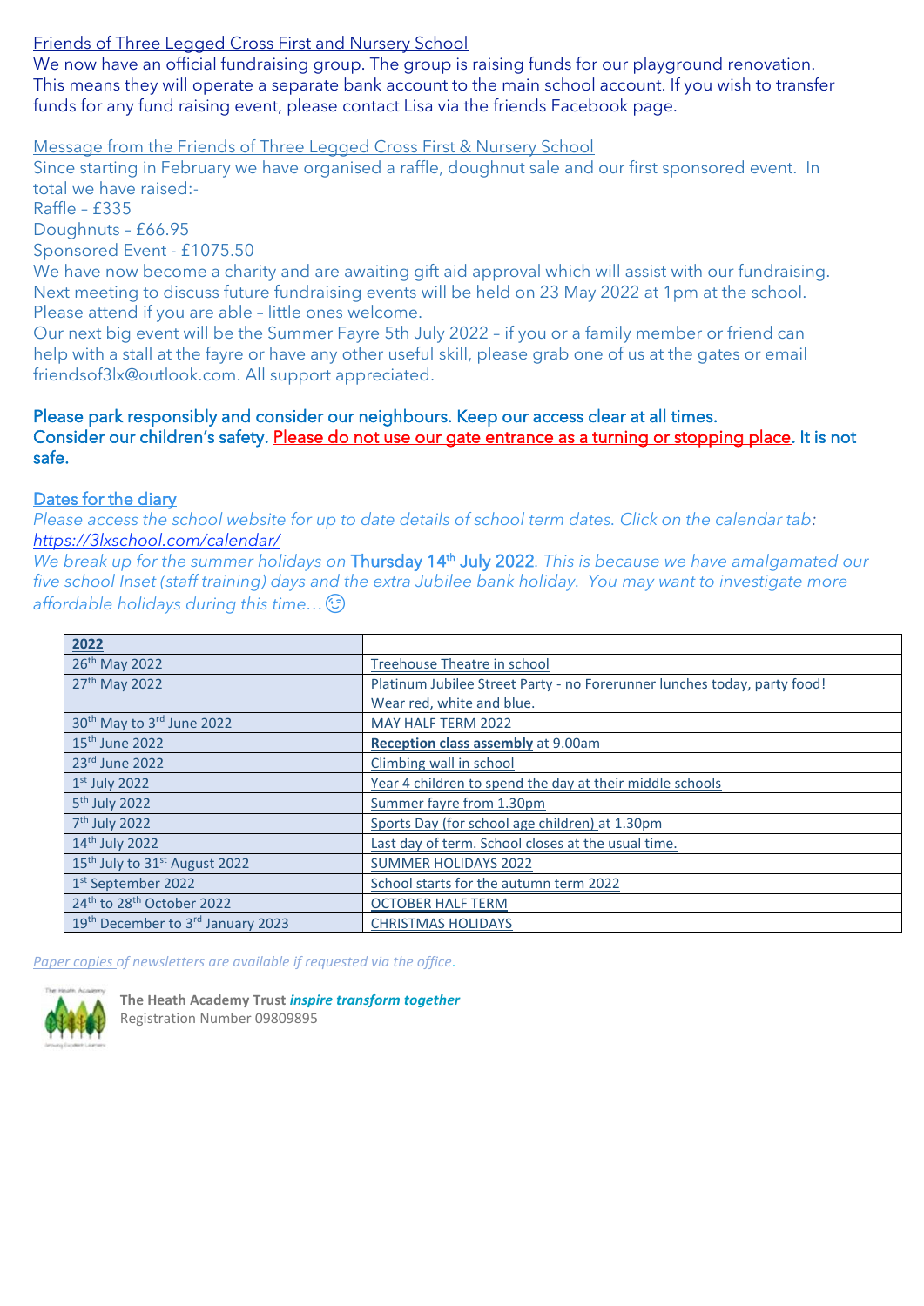## Friends of Three Legged Cross First and Nursery School

We now have an official fundraising group. The group is raising funds for our playground renovation. This means they will operate a separate bank account to the main school account. If you wish to transfer funds for any fund raising event, please contact Lisa via the friends Facebook page.

## Message from the Friends of Three Legged Cross First & Nursery School

Since starting in February we have organised a raffle, doughnut sale and our first sponsored event. In total we have raised:-

Raffle – £335

Doughnuts – £66.95

Sponsored Event - £1075.50

We have now become a charity and are awaiting gift aid approval which will assist with our fundraising. Next meeting to discuss future fundraising events will be held on 23 May 2022 at 1pm at the school. Please attend if you are able – little ones welcome.

Our next big event will be the Summer Fayre 5th July 2022 – if you or a family member or friend can help with a stall at the fayre or have any other useful skill, please grab one of us at the gates or email friendsof3lx@outlook.com. All support appreciated.

**Please park responsibly and consider our neighbours. Keep our access clear at all times.**
**Consider our children's safety. Please do not use our gate entrance as a turning or stopping place. It is not safe.**

## Dates for the diary

*Please access the school website for up to date details of school term dates. Click on the calendar tab: https://3lxschool.com/calendar/*

*We break up for the summer holidays on* Thursday 14th July 2022*. This is because we have amalgamated our five school Inset (staff training) days and the extra Jubilee bank holiday. You may want to investigate more affordable holidays during this time…* 😉

| 2022 | |
|---|---|
| 26th May 2022 | Treehouse Theatre in school |
| 27th May 2022 | Platinum Jubilee Street Party - no Forerunner lunches today, party food! Wear red, white and blue. |
| 30th May to 3rd June 2022 | MAY HALF TERM 2022 |
| 15th June 2022 | **Reception class assembly** at 9.00am |
| 23rd June 2022 | Climbing wall in school |
| 1st July 2022 | Year 4 children to spend the day at their middle schools |
| 5th July 2022 | Summer fayre from 1.30pm |
| 7th July 2022 | Sports Day (for school age children) at 1.30pm |
| 14th July 2022 | Last day of term. School closes at the usual time. |
| 15th July to 31st August 2022 | SUMMER HOLIDAYS 2022 |
| 1st September 2022 | School starts for the autumn term 2022 |
| 24th to 28th October 2022 | OCTOBER HALF TERM |
| 19th December to 3rd January 2023 | CHRISTMAS HOLIDAYS |

*Paper copies of newsletters are available if requested via the office.*

**The Heath Academy Trust** ***inspire transform together***
Registration Number 09809895